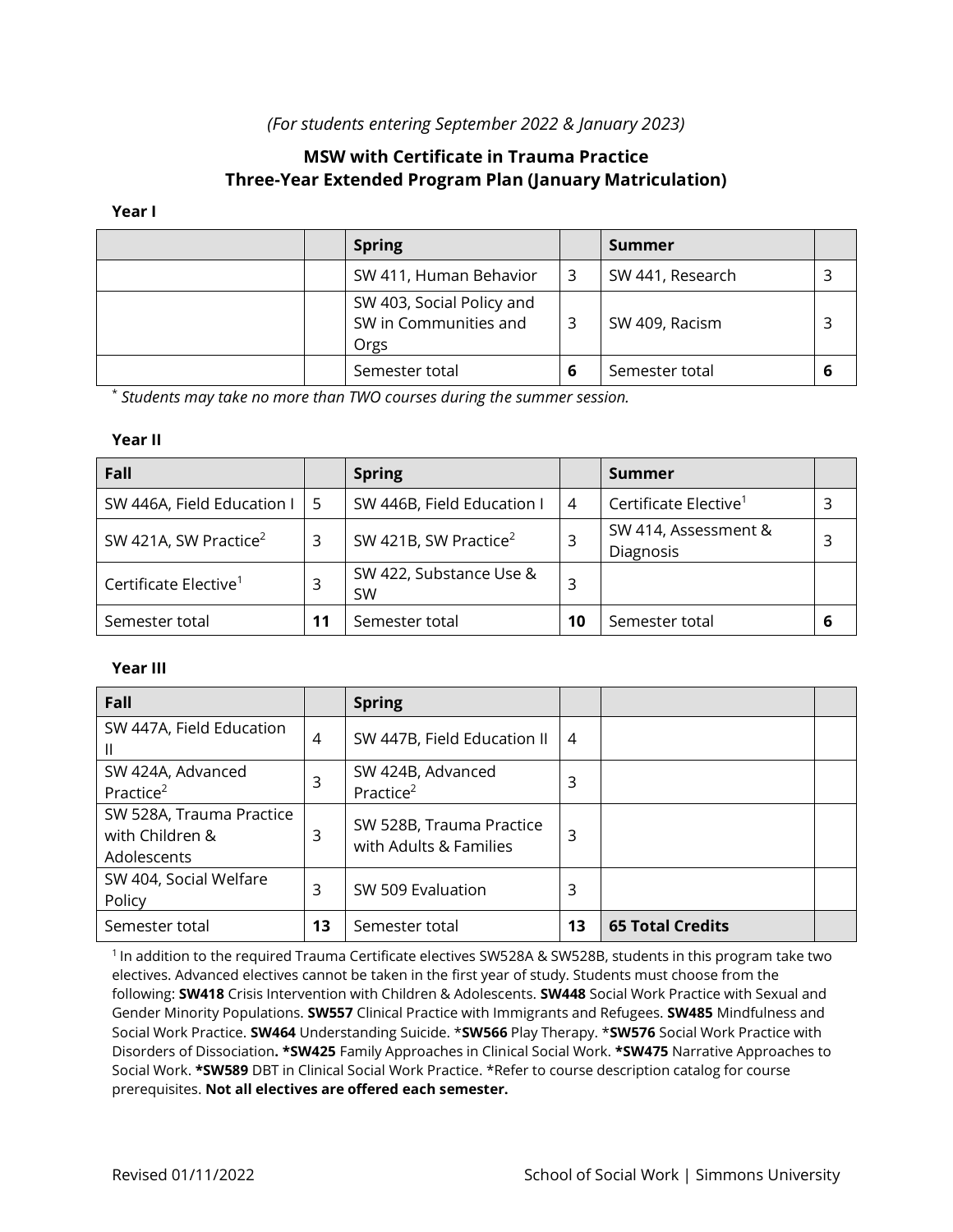*(For students entering September 2022 & January 2023)*

## MSW with Certificate in Trauma Practice
## Three-Year Extended Program Plan (January Matriculation)

**Year I**

| | | **Spring** | | **Summer** | |
|---|---|---|---|---|---|
| | | SW 411, Human Behavior | 3 | SW 441, Research | 3 |
| | | SW 403, Social Policy and SW in Communities and Orgs | 3 | SW 409, Racism | 3 |
| | | Semester total | **6** | Semester total | **6** |

* *Students may take no more than TWO courses during the summer session.*

**Year II**

| **Fall** | | **Spring** | | **Summer** | |
|---|---|---|---|---|---|
| SW 446A, Field Education I | 5 | SW 446B, Field Education I | 4 | Certificate Elective[1] | 3 |
| SW 421A, SW Practice[2] | 3 | SW 421B, SW Practice[2] | 3 | SW 414, Assessment & Diagnosis | 3 |
| Certificate Elective[1] | 3 | SW 422, Substance Use & SW | 3 | | |
| Semester total | **11** | Semester total | **10** | Semester total | **6** |

**Year III**

| **Fall** | | **Spring** | | | |
|---|---|---|---|---|---|
| SW 447A, Field Education II | 4 | SW 447B, Field Education II | 4 | | |
| SW 424A, Advanced Practice[2] | 3 | SW 424B, Advanced Practice[2] | 3 | | |
| SW 528A, Trauma Practice with Children & Adolescents | 3 | SW 528B, Trauma Practice with Adults & Families | 3 | | |
| SW 404, Social Welfare Policy | 3 | SW 509 Evaluation | 3 | | |
| Semester total | **13** | Semester total | **13** | **65 Total Credits** | |

[1] In addition to the required Trauma Certificate electives SW528A & SW528B, students in this program take two electives. Advanced electives cannot be taken in the first year of study. Students must choose from the following: **SW418** Crisis Intervention with Children & Adolescents. **SW448** Social Work Practice with Sexual and Gender Minority Populations. **SW557** Clinical Practice with Immigrants and Refugees. **SW485** Mindfulness and Social Work Practice. **SW464** Understanding Suicide. ***SW566** Play Therapy. ***SW576** Social Work Practice with Disorders of Dissociation**. *SW425** Family Approaches in Clinical Social Work. ***SW475** Narrative Approaches to Social Work. ***SW589** DBT in Clinical Social Work Practice. *Refer to course description catalog for course prerequisites. **Not all electives are offered each semester.**

Revised 01/11/2022 School of Social Work | Simmons University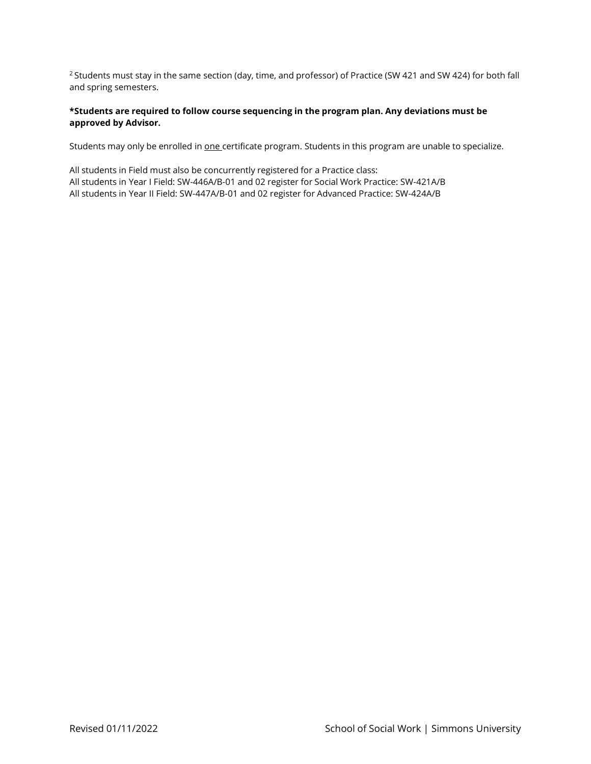[2] Students must stay in the same section (day, time, and professor) of Practice (SW 421 and SW 424) for both fall and spring semesters.

**\*Students are required to follow course sequencing in the program plan. Any deviations must be approved by Advisor.**

Students may only be enrolled in one certificate program. Students in this program are unable to specialize.

All students in Field must also be concurrently registered for a Practice class:
All students in Year I Field: SW-446A/B-01 and 02 register for Social Work Practice: SW-421A/B
All students in Year II Field: SW-447A/B-01 and 02 register for Advanced Practice: SW-424A/B